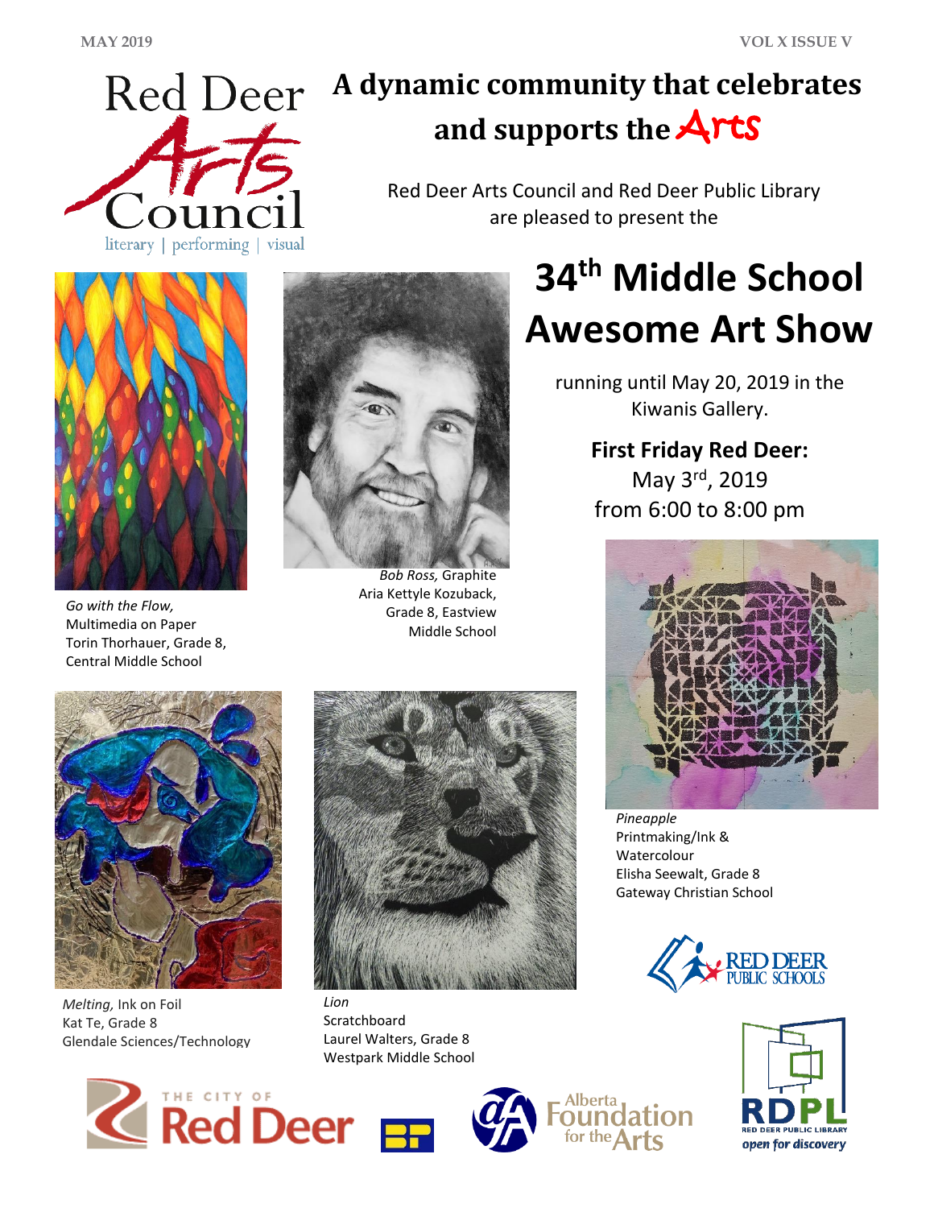# A dynamic community that celebrates and supports the Arts

Red Deer Arts Council and Red Deer Public Library are pleased to present the

# 34th Middle School Awesome Art Show

running until May 20, 2019 in the Kiwanis Gallery.

**First Friday Red Deer:**
May 3rd, 2019
from 6:00 to 8:00 pm

*Go with the Flow,* Multimedia on Paper
Torin Thorhauer, Grade 8, Central Middle School

*Bob Ross,* Graphite
Aria Kettyle Kozuback, Grade 8, Eastview Middle School

*Pineapple*
Printmaking/Ink & Watercolour
Elisha Seewalt, Grade 8
Gateway Christian School

*Melting,* Ink on Foil
Kat Te, Grade 8
Glendale Sciences/Technology

*Lion*
Scratchboard
Laurel Walters, Grade 8
Westpark Middle School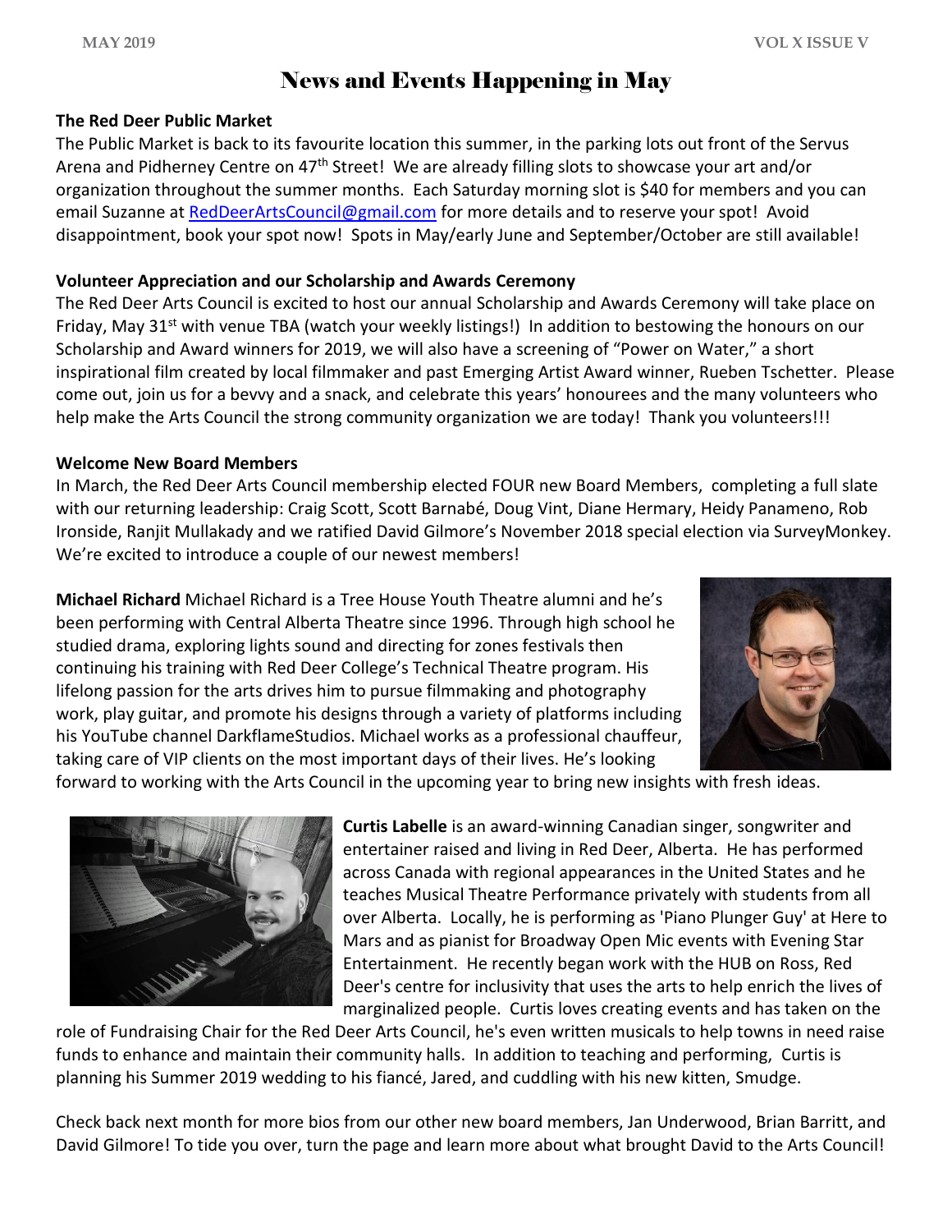# News and Events Happening in May

**The Red Deer Public Market**

The Public Market is back to its favourite location this summer, in the parking lots out front of the Servus Arena and Pidherney Centre on 47th Street! We are already filling slots to showcase your art and/or organization throughout the summer months. Each Saturday morning slot is $40 for members and you can email Suzanne at RedDeerArtsCouncil@gmail.com for more details and to reserve your spot! Avoid disappointment, book your spot now! Spots in May/early June and September/October are still available!

**Volunteer Appreciation and our Scholarship and Awards Ceremony**

The Red Deer Arts Council is excited to host our annual Scholarship and Awards Ceremony will take place on Friday, May 31st with venue TBA (watch your weekly listings!) In addition to bestowing the honours on our Scholarship and Award winners for 2019, we will also have a screening of "Power on Water," a short inspirational film created by local filmmaker and past Emerging Artist Award winner, Rueben Tschetter. Please come out, join us for a bevvy and a snack, and celebrate this years' honourees and the many volunteers who help make the Arts Council the strong community organization we are today! Thank you volunteers!!!

**Welcome New Board Members**

In March, the Red Deer Arts Council membership elected FOUR new Board Members, completing a full slate with our returning leadership: Craig Scott, Scott Barnabé, Doug Vint, Diane Hermary, Heidy Panameno, Rob Ironside, Ranjit Mullakady and we ratified David Gilmore's November 2018 special election via SurveyMonkey. We're excited to introduce a couple of our newest members!

**Michael Richard** Michael Richard is a Tree House Youth Theatre alumni and he's been performing with Central Alberta Theatre since 1996. Through high school he studied drama, exploring lights sound and directing for zones festivals then continuing his training with Red Deer College's Technical Theatre program. His lifelong passion for the arts drives him to pursue filmmaking and photography work, play guitar, and promote his designs through a variety of platforms including his YouTube channel DarkflameStudios. Michael works as a professional chauffeur, taking care of VIP clients on the most important days of their lives. He's looking forward to working with the Arts Council in the upcoming year to bring new insights with fresh ideas.

**Curtis Labelle** is an award-winning Canadian singer, songwriter and entertainer raised and living in Red Deer, Alberta. He has performed across Canada with regional appearances in the United States and he teaches Musical Theatre Performance privately with students from all over Alberta. Locally, he is performing as 'Piano Plunger Guy' at Here to Mars and as pianist for Broadway Open Mic events with Evening Star Entertainment. He recently began work with the HUB on Ross, Red Deer's centre for inclusivity that uses the arts to help enrich the lives of marginalized people. Curtis loves creating events and has taken on the role of Fundraising Chair for the Red Deer Arts Council, he's even written musicals to help towns in need raise funds to enhance and maintain their community halls. In addition to teaching and performing, Curtis is planning his Summer 2019 wedding to his fiancé, Jared, and cuddling with his new kitten, Smudge.

Check back next month for more bios from our other new board members, Jan Underwood, Brian Barritt, and David Gilmore! To tide you over, turn the page and learn more about what brought David to the Arts Council!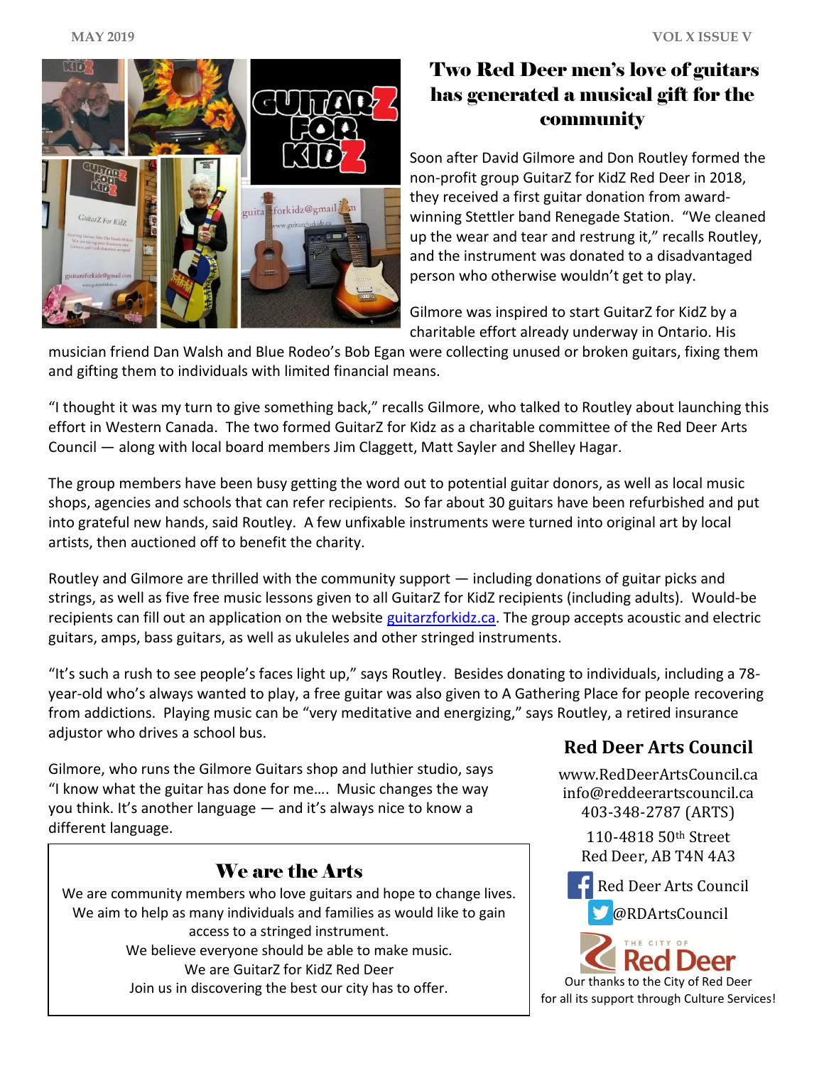# Two Red Deer men's love of guitars has generated a musical gift for the community

Soon after David Gilmore and Don Routley formed the non-profit group GuitarZ for KidZ Red Deer in 2018, they received a first guitar donation from award-winning Stettler band Renegade Station. "We cleaned up the wear and tear and restrung it," recalls Routley, and the instrument was donated to a disadvantaged person who otherwise wouldn't get to play.

Gilmore was inspired to start GuitarZ for KidZ by a charitable effort already underway in Ontario. His musician friend Dan Walsh and Blue Rodeo's Bob Egan were collecting unused or broken guitars, fixing them and gifting them to individuals with limited financial means.

"I thought it was my turn to give something back," recalls Gilmore, who talked to Routley about launching this effort in Western Canada. The two formed GuitarZ for Kidz as a charitable committee of the Red Deer Arts Council — along with local board members Jim Claggett, Matt Sayler and Shelley Hagar.

The group members have been busy getting the word out to potential guitar donors, as well as local music shops, agencies and schools that can refer recipients. So far about 30 guitars have been refurbished and put into grateful new hands, said Routley. A few unfixable instruments were turned into original art by local artists, then auctioned off to benefit the charity.

Routley and Gilmore are thrilled with the community support — including donations of guitar picks and strings, as well as five free music lessons given to all GuitarZ for KidZ recipients (including adults). Would-be recipients can fill out an application on the website guitarzforkidz.ca. The group accepts acoustic and electric guitars, amps, bass guitars, as well as ukuleles and other stringed instruments.

"It's such a rush to see people's faces light up," says Routley. Besides donating to individuals, including a 78-year-old who's always wanted to play, a free guitar was also given to A Gathering Place for people recovering from addictions. Playing music can be "very meditative and energizing," says Routley, a retired insurance adjustor who drives a school bus.

Gilmore, who runs the Gilmore Guitars shop and luthier studio, says "I know what the guitar has done for me…. Music changes the way you think. It's another language — and it's always nice to know a different language.

## We are the Arts

We are community members who love guitars and hope to change lives.
We aim to help as many individuals and families as would like to gain access to a stringed instrument.
We believe everyone should be able to make music.
We are GuitarZ for KidZ Red Deer
Join us in discovering the best our city has to offer.

## Red Deer Arts Council

www.RedDeerArtsCouncil.ca
info@reddeerartscouncil.ca
403-348-2787 (ARTS)

110-4818 50th Street
Red Deer, AB T4N 4A3

Red Deer Arts Council
@RDArtsCouncil

Our thanks to the City of Red Deer for all its support through Culture Services!